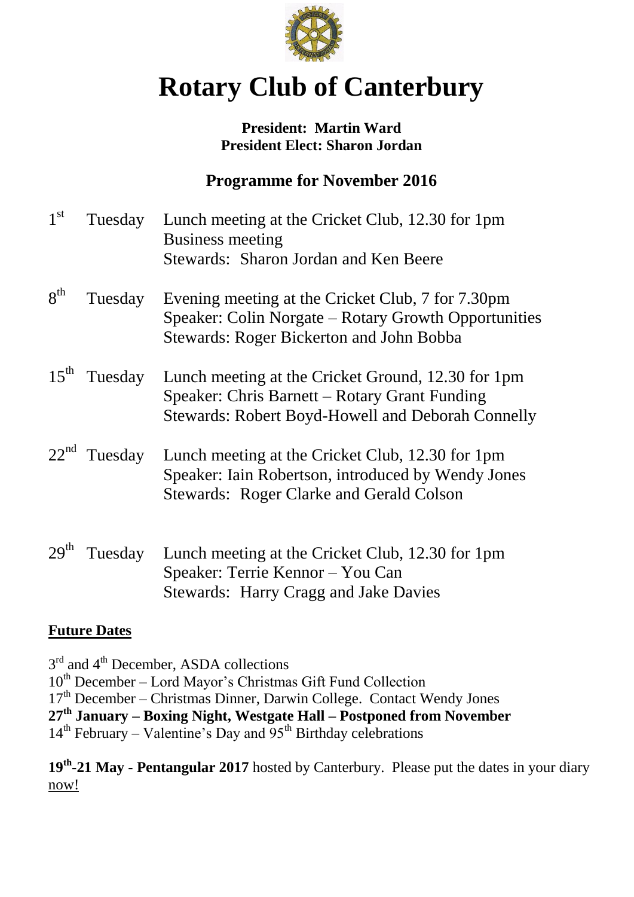# Rotary Club of Canterbury

**President: Martin Ward**
**President Elect: Sharon Jordan**

## Programme for November 2016

1st Tuesday — Lunch meeting at the Cricket Club, 12.30 for 1pm
Business meeting
Stewards: Sharon Jordan and Ken Beere

8th Tuesday — Evening meeting at the Cricket Club, 7 for 7.30pm
Speaker: Colin Norgate – Rotary Growth Opportunities
Stewards: Roger Bickerton and John Bobba

15th Tuesday — Lunch meeting at the Cricket Ground, 12.30 for 1pm
Speaker: Chris Barnett – Rotary Grant Funding
Stewards: Robert Boyd-Howell and Deborah Connelly

22nd Tuesday — Lunch meeting at the Cricket Club, 12.30 for 1pm
Speaker: Iain Robertson, introduced by Wendy Jones
Stewards: Roger Clarke and Gerald Colson

29th Tuesday — Lunch meeting at the Cricket Club, 12.30 for 1pm
Speaker: Terrie Kennor – You Can
Stewards: Harry Cragg and Jake Davies

**Future Dates**

3rd and 4th December, ASDA collections
10th December – Lord Mayor's Christmas Gift Fund Collection
17th December – Christmas Dinner, Darwin College. Contact Wendy Jones
**27th January – Boxing Night, Westgate Hall – Postponed from November**
14th February – Valentine's Day and 95th Birthday celebrations

**19th-21 May - Pentangular 2017** hosted by Canterbury. Please put the dates in your diary now!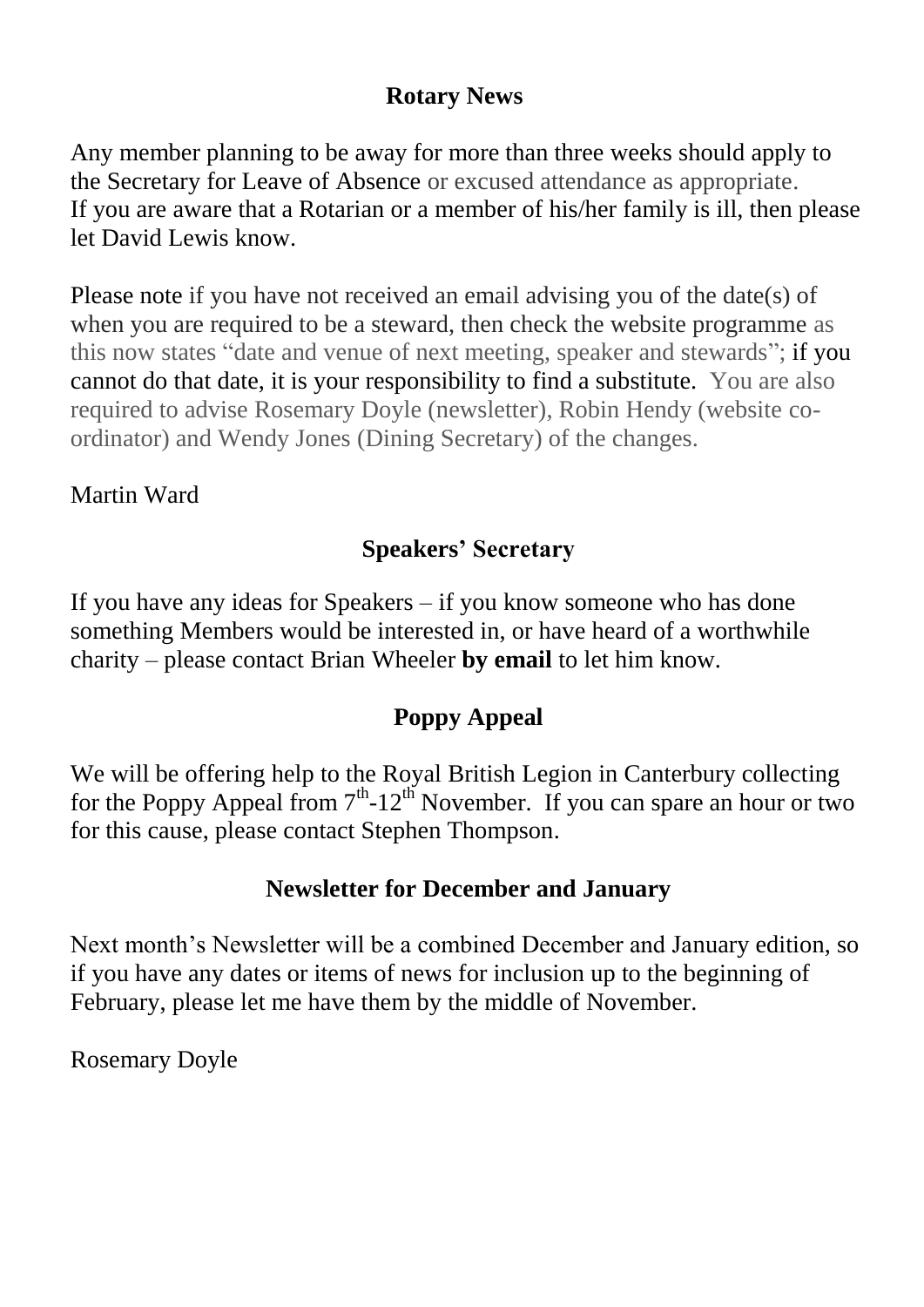## Rotary News

Any member planning to be away for more than three weeks should apply to the Secretary for Leave of Absence or excused attendance as appropriate. If you are aware that a Rotarian or a member of his/her family is ill, then please let David Lewis know.

Please note if you have not received an email advising you of the date(s) of when you are required to be a steward, then check the website programme as this now states "date and venue of next meeting, speaker and stewards"; if you cannot do that date, it is your responsibility to find a substitute. You are also required to advise Rosemary Doyle (newsletter), Robin Hendy (website co-ordinator) and Wendy Jones (Dining Secretary) of the changes.

Martin Ward

## Speakers' Secretary

If you have any ideas for Speakers – if you know someone who has done something Members would be interested in, or have heard of a worthwhile charity – please contact Brian Wheeler **by email** to let him know.

## Poppy Appeal

We will be offering help to the Royal British Legion in Canterbury collecting for the Poppy Appeal from 7th-12th November. If you can spare an hour or two for this cause, please contact Stephen Thompson.

## Newsletter for December and January

Next month's Newsletter will be a combined December and January edition, so if you have any dates or items of news for inclusion up to the beginning of February, please let me have them by the middle of November.

Rosemary Doyle